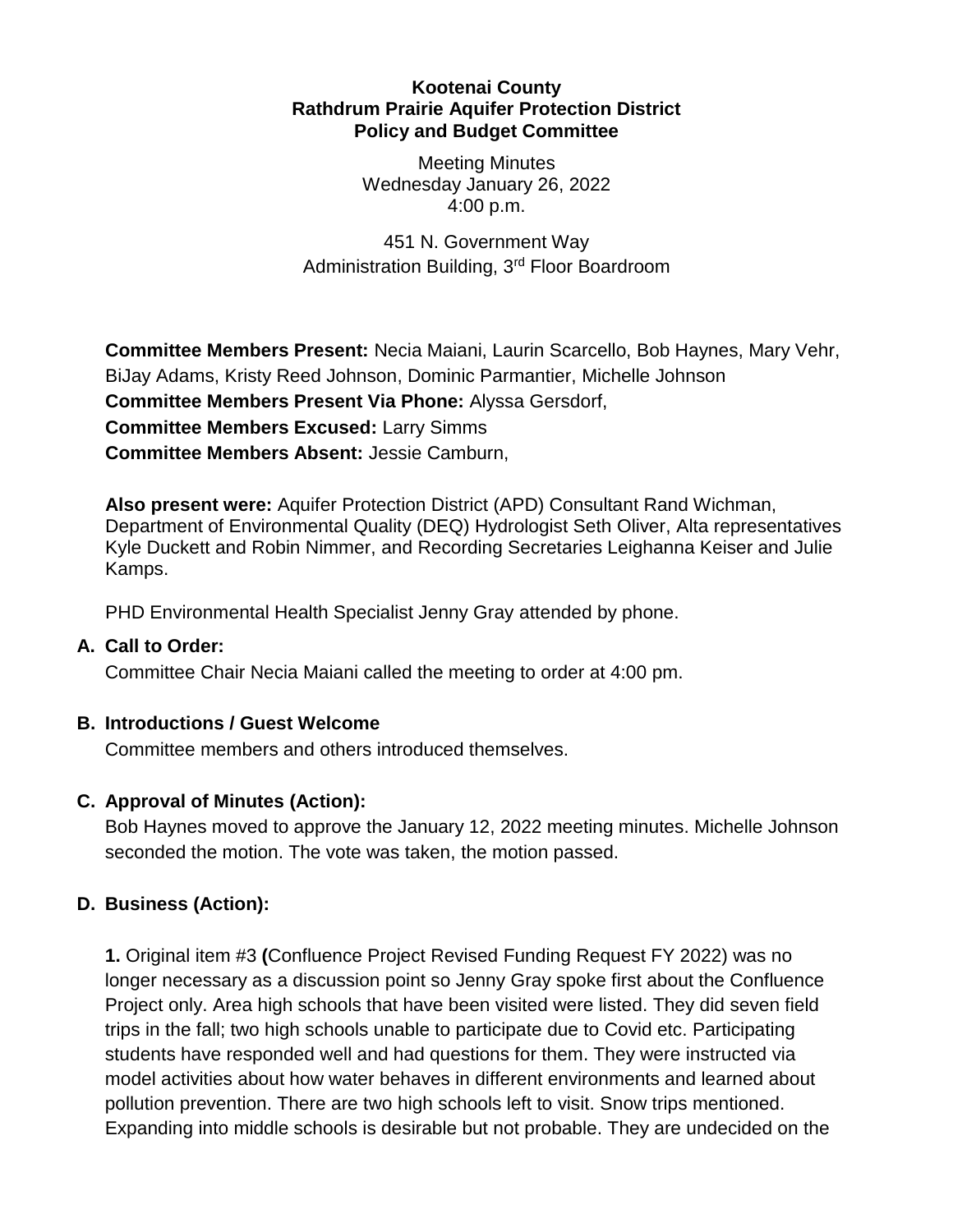**Kootenai County**
**Rathdrum Prairie Aquifer Protection District**
**Policy and Budget Committee**

Meeting Minutes
Wednesday January 26, 2022
4:00 p.m.

451 N. Government Way
Administration Building, 3rd Floor Boardroom

**Committee Members Present:** Necia Maiani, Laurin Scarcello, Bob Haynes, Mary Vehr, BiJay Adams, Kristy Reed Johnson, Dominic Parmantier, Michelle Johnson
**Committee Members Present Via Phone:** Alyssa Gersdorf,
**Committee Members Excused:** Larry Simms
**Committee Members Absent:** Jessie Camburn,

**Also present were:** Aquifer Protection District (APD) Consultant Rand Wichman, Department of Environmental Quality (DEQ) Hydrologist Seth Oliver, Alta representatives Kyle Duckett and Robin Nimmer, and Recording Secretaries Leighanna Keiser and Julie Kamps.

PHD Environmental Health Specialist Jenny Gray attended by phone.

## A. Call to Order:

Committee Chair Necia Maiani called the meeting to order at 4:00 pm.

## B. Introductions / Guest Welcome

Committee members and others introduced themselves.

## C. Approval of Minutes (Action):

Bob Haynes moved to approve the January 12, 2022 meeting minutes. Michelle Johnson seconded the motion. The vote was taken, the motion passed.

## D. Business (Action):

**1.** Original item #3 **(**Confluence Project Revised Funding Request FY 2022) was no longer necessary as a discussion point so Jenny Gray spoke first about the Confluence Project only. Area high schools that have been visited were listed. They did seven field trips in the fall; two high schools unable to participate due to Covid etc. Participating students have responded well and had questions for them. They were instructed via model activities about how water behaves in different environments and learned about pollution prevention. There are two high schools left to visit. Snow trips mentioned. Expanding into middle schools is desirable but not probable. They are undecided on the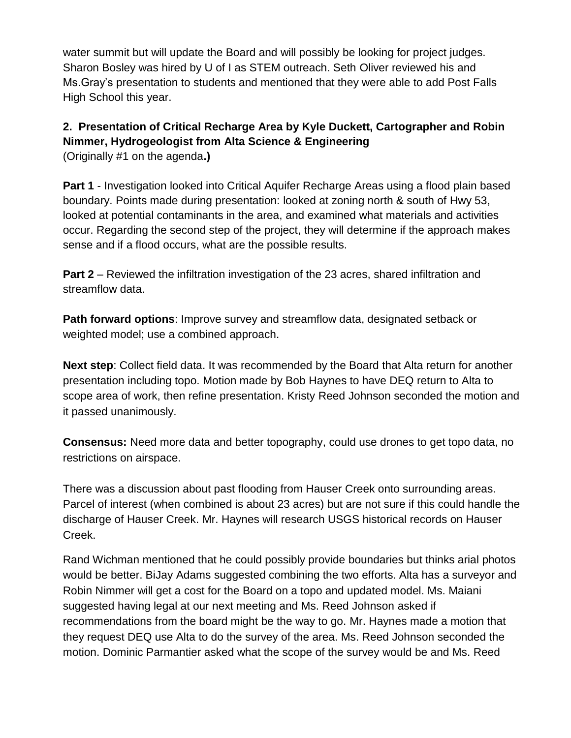water summit but will update the Board and will possibly be looking for project judges. Sharon Bosley was hired by U of I as STEM outreach. Seth Oliver reviewed his and Ms.Gray's presentation to students and mentioned that they were able to add Post Falls High School this year.

**2. Presentation of Critical Recharge Area by Kyle Duckett, Cartographer and Robin Nimmer, Hydrogeologist from Alta Science & Engineering**
(Originally #1 on the agenda**.)**

**Part 1** - Investigation looked into Critical Aquifer Recharge Areas using a flood plain based boundary. Points made during presentation: looked at zoning north & south of Hwy 53, looked at potential contaminants in the area, and examined what materials and activities occur. Regarding the second step of the project, they will determine if the approach makes sense and if a flood occurs, what are the possible results.

**Part 2** – Reviewed the infiltration investigation of the 23 acres, shared infiltration and streamflow data.

**Path forward options**: Improve survey and streamflow data, designated setback or weighted model; use a combined approach.

**Next step**: Collect field data. It was recommended by the Board that Alta return for another presentation including topo. Motion made by Bob Haynes to have DEQ return to Alta to scope area of work, then refine presentation. Kristy Reed Johnson seconded the motion and it passed unanimously.

**Consensus:** Need more data and better topography, could use drones to get topo data, no restrictions on airspace.

There was a discussion about past flooding from Hauser Creek onto surrounding areas. Parcel of interest (when combined is about 23 acres) but are not sure if this could handle the discharge of Hauser Creek. Mr. Haynes will research USGS historical records on Hauser Creek.

Rand Wichman mentioned that he could possibly provide boundaries but thinks arial photos would be better. BiJay Adams suggested combining the two efforts. Alta has a surveyor and Robin Nimmer will get a cost for the Board on a topo and updated model. Ms. Maiani suggested having legal at our next meeting and Ms. Reed Johnson asked if recommendations from the board might be the way to go. Mr. Haynes made a motion that they request DEQ use Alta to do the survey of the area. Ms. Reed Johnson seconded the motion. Dominic Parmantier asked what the scope of the survey would be and Ms. Reed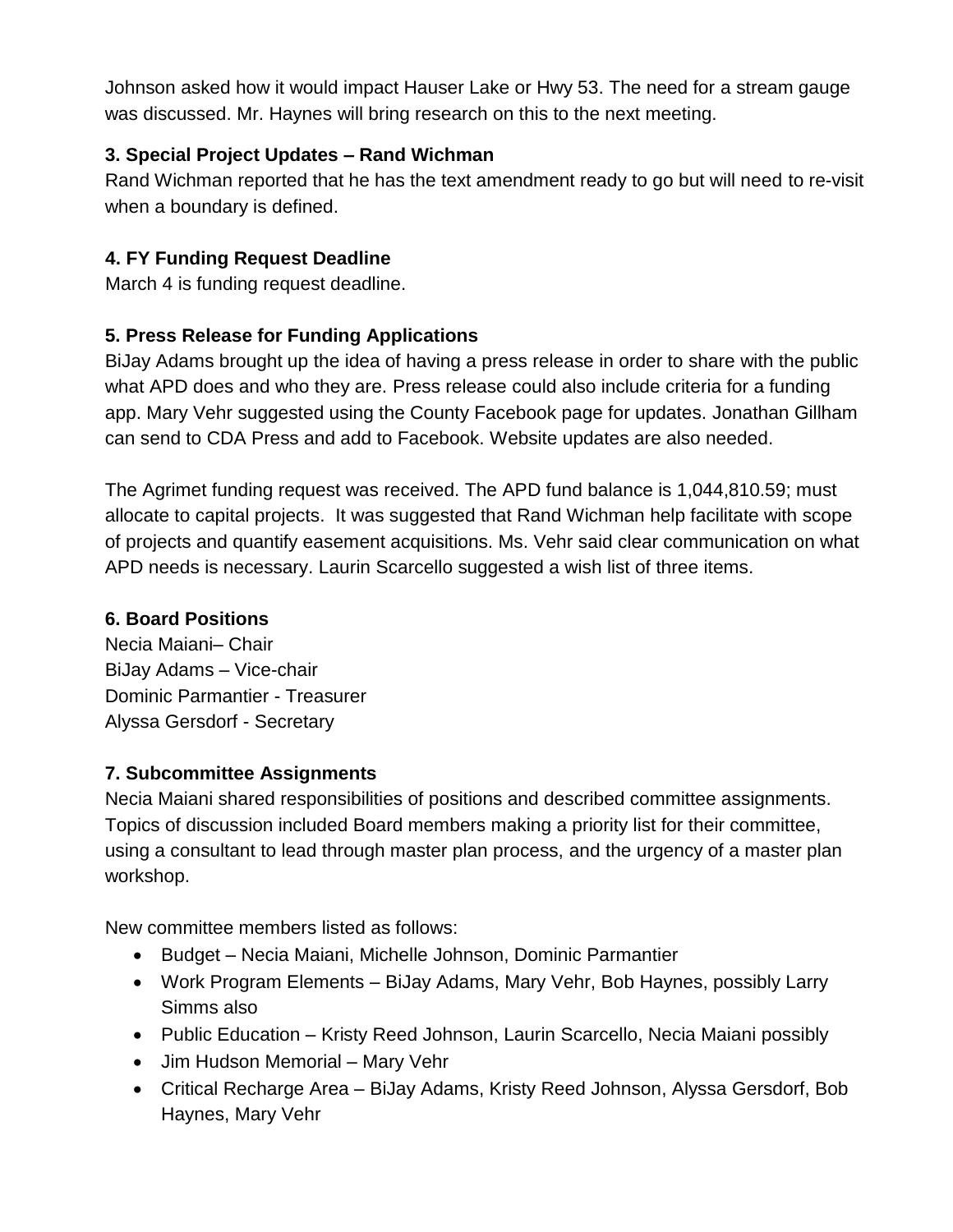Johnson asked how it would impact Hauser Lake or Hwy 53. The need for a stream gauge was discussed. Mr. Haynes will bring research on this to the next meeting.

### 3. Special Project Updates – Rand Wichman

Rand Wichman reported that he has the text amendment ready to go but will need to re-visit when a boundary is defined.

### 4. FY Funding Request Deadline

March 4 is funding request deadline.

### 5. Press Release for Funding Applications

BiJay Adams brought up the idea of having a press release in order to share with the public what APD does and who they are. Press release could also include criteria for a funding app. Mary Vehr suggested using the County Facebook page for updates. Jonathan Gillham can send to CDA Press and add to Facebook. Website updates are also needed.

The Agrimet funding request was received. The APD fund balance is 1,044,810.59; must allocate to capital projects. It was suggested that Rand Wichman help facilitate with scope of projects and quantify easement acquisitions. Ms. Vehr said clear communication on what APD needs is necessary. Laurin Scarcello suggested a wish list of three items.

### 6. Board Positions

Necia Maiani– Chair
BiJay Adams – Vice-chair
Dominic Parmantier - Treasurer
Alyssa Gersdorf - Secretary

### 7. Subcommittee Assignments

Necia Maiani shared responsibilities of positions and described committee assignments. Topics of discussion included Board members making a priority list for their committee, using a consultant to lead through master plan process, and the urgency of a master plan workshop.

New committee members listed as follows:

- Budget – Necia Maiani, Michelle Johnson, Dominic Parmantier
- Work Program Elements – BiJay Adams, Mary Vehr, Bob Haynes, possibly Larry Simms also
- Public Education – Kristy Reed Johnson, Laurin Scarcello, Necia Maiani possibly
- Jim Hudson Memorial – Mary Vehr
- Critical Recharge Area – BiJay Adams, Kristy Reed Johnson, Alyssa Gersdorf, Bob Haynes, Mary Vehr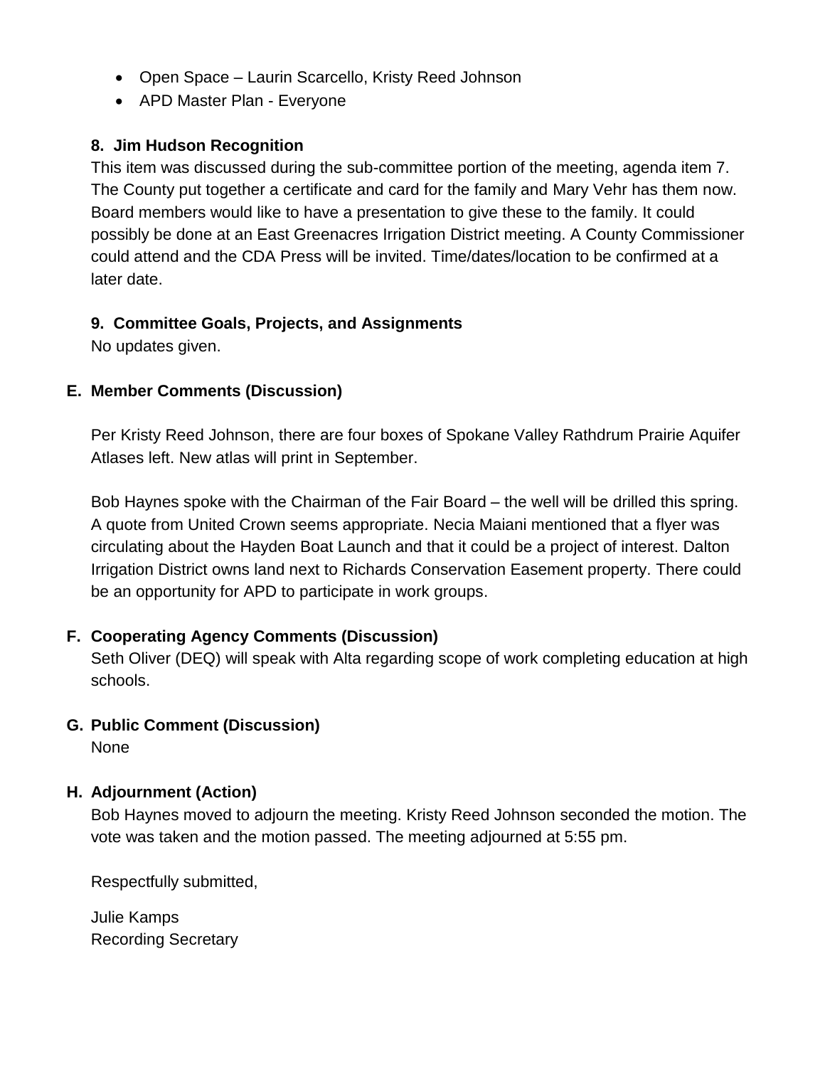- Open Space – Laurin Scarcello, Kristy Reed Johnson
- APD Master Plan - Everyone

**8. Jim Hudson Recognition**

This item was discussed during the sub-committee portion of the meeting, agenda item 7. The County put together a certificate and card for the family and Mary Vehr has them now. Board members would like to have a presentation to give these to the family. It could possibly be done at an East Greenacres Irrigation District meeting. A County Commissioner could attend and the CDA Press will be invited. Time/dates/location to be confirmed at a later date.

**9. Committee Goals, Projects, and Assignments**

No updates given.

## E. Member Comments (Discussion)

Per Kristy Reed Johnson, there are four boxes of Spokane Valley Rathdrum Prairie Aquifer Atlases left. New atlas will print in September.

Bob Haynes spoke with the Chairman of the Fair Board – the well will be drilled this spring. A quote from United Crown seems appropriate. Necia Maiani mentioned that a flyer was circulating about the Hayden Boat Launch and that it could be a project of interest. Dalton Irrigation District owns land next to Richards Conservation Easement property. There could be an opportunity for APD to participate in work groups.

## F. Cooperating Agency Comments (Discussion)

Seth Oliver (DEQ) will speak with Alta regarding scope of work completing education at high schools.

## G. Public Comment (Discussion)

None

## H. Adjournment (Action)

Bob Haynes moved to adjourn the meeting. Kristy Reed Johnson seconded the motion. The vote was taken and the motion passed. The meeting adjourned at 5:55 pm.

Respectfully submitted,

Julie Kamps
Recording Secretary